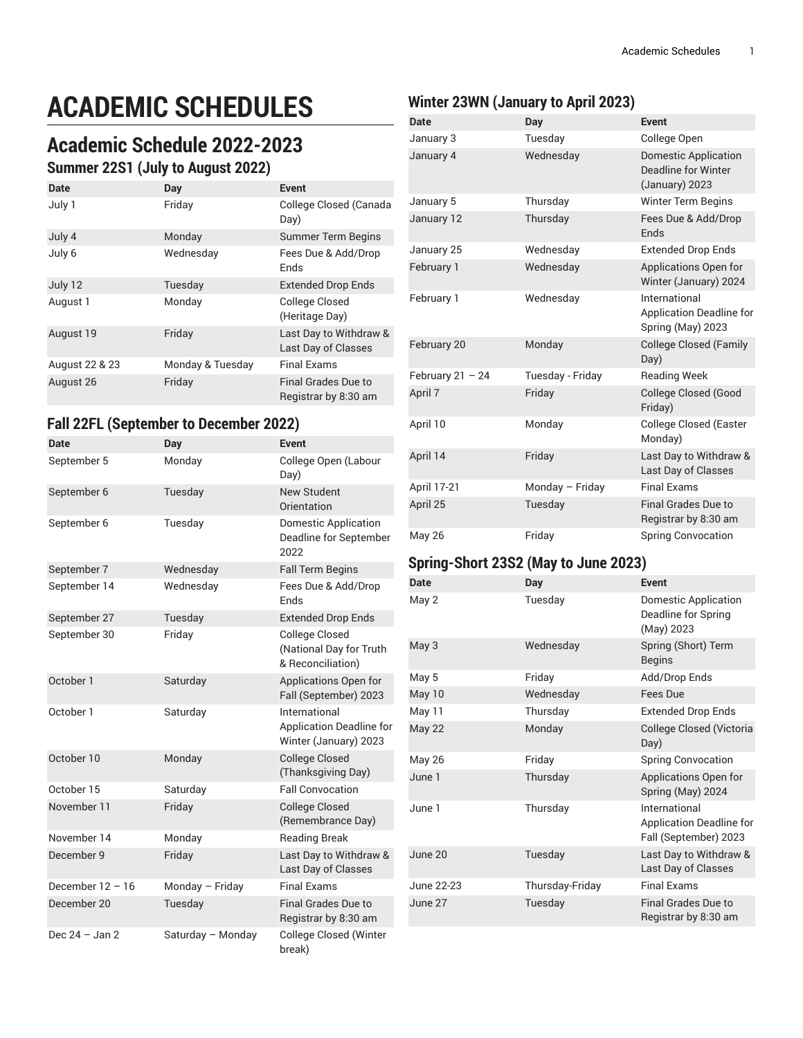# ACADEMIC SCHEDULES

## Academic Schedule 2022-2023

### Summer 22S1 (July to August 2022)

| Date | Day | Event |
| --- | --- | --- |
| July 1 | Friday | College Closed (Canada Day) |
| July 4 | Monday | Summer Term Begins |
| July 6 | Wednesday | Fees Due & Add/Drop Ends |
| July 12 | Tuesday | Extended Drop Ends |
| August 1 | Monday | College Closed (Heritage Day) |
| August 19 | Friday | Last Day to Withdraw & Last Day of Classes |
| August 22 & 23 | Monday & Tuesday | Final Exams |
| August 26 | Friday | Final Grades Due to Registrar by 8:30 am |

### Fall 22FL (September to December 2022)

| Date | Day | Event |
| --- | --- | --- |
| September 5 | Monday | College Open (Labour Day) |
| September 6 | Tuesday | New Student Orientation |
| September 6 | Tuesday | Domestic Application Deadline for September 2022 |
| September 7 | Wednesday | Fall Term Begins |
| September 14 | Wednesday | Fees Due & Add/Drop Ends |
| September 27 | Tuesday | Extended Drop Ends |
| September 30 | Friday | College Closed (National Day for Truth & Reconciliation) |
| October 1 | Saturday | Applications Open for Fall (September) 2023 |
| October 1 | Saturday | International Application Deadline for Winter (January) 2023 |
| October 10 | Monday | College Closed (Thanksgiving Day) |
| October 15 | Saturday | Fall Convocation |
| November 11 | Friday | College Closed (Remembrance Day) |
| November 14 | Monday | Reading Break |
| December 9 | Friday | Last Day to Withdraw & Last Day of Classes |
| December 12 – 16 | Monday – Friday | Final Exams |
| December 20 | Tuesday | Final Grades Due to Registrar by 8:30 am |
| Dec 24 – Jan 2 | Saturday – Monday | College Closed (Winter break) |

### Winter 23WN (January to April 2023)

| Date | Day | Event |
| --- | --- | --- |
| January 3 | Tuesday | College Open |
| January 4 | Wednesday | Domestic Application Deadline for Winter (January) 2023 |
| January 5 | Thursday | Winter Term Begins |
| January 12 | Thursday | Fees Due & Add/Drop Ends |
| January 25 | Wednesday | Extended Drop Ends |
| February 1 | Wednesday | Applications Open for Winter (January) 2024 |
| February 1 | Wednesday | International Application Deadline for Spring (May) 2023 |
| February 20 | Monday | College Closed (Family Day) |
| February 21 – 24 | Tuesday - Friday | Reading Week |
| April 7 | Friday | College Closed (Good Friday) |
| April 10 | Monday | College Closed (Easter Monday) |
| April 14 | Friday | Last Day to Withdraw & Last Day of Classes |
| April 17-21 | Monday – Friday | Final Exams |
| April 25 | Tuesday | Final Grades Due to Registrar by 8:30 am |
| May 26 | Friday | Spring Convocation |

### Spring-Short 23S2 (May to June 2023)

| Date | Day | Event |
| --- | --- | --- |
| May 2 | Tuesday | Domestic Application Deadline for Spring (May) 2023 |
| May 3 | Wednesday | Spring (Short) Term Begins |
| May 5 | Friday | Add/Drop Ends |
| May 10 | Wednesday | Fees Due |
| May 11 | Thursday | Extended Drop Ends |
| May 22 | Monday | College Closed (Victoria Day) |
| May 26 | Friday | Spring Convocation |
| June 1 | Thursday | Applications Open for Spring (May) 2024 |
| June 1 | Thursday | International Application Deadline for Fall (September) 2023 |
| June 20 | Tuesday | Last Day to Withdraw & Last Day of Classes |
| June 22-23 | Thursday-Friday | Final Exams |
| June 27 | Tuesday | Final Grades Due to Registrar by 8:30 am |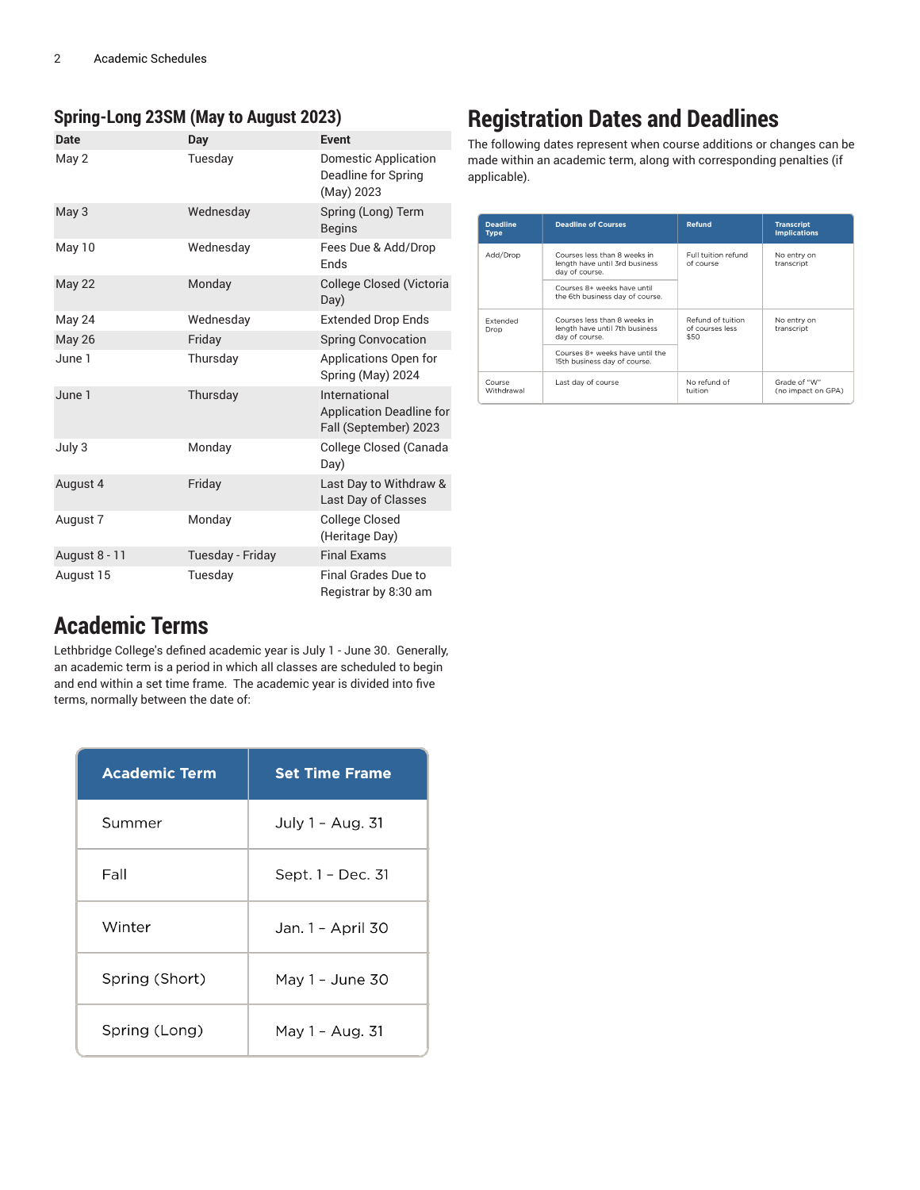## Spring-Long 23SM (May to August 2023)

| Date | Day | Event |
|---|---|---|
| May 2 | Tuesday | Domestic Application Deadline for Spring (May) 2023 |
| May 3 | Wednesday | Spring (Long) Term Begins |
| May 10 | Wednesday | Fees Due & Add/Drop Ends |
| May 22 | Monday | College Closed (Victoria Day) |
| May 24 | Wednesday | Extended Drop Ends |
| May 26 | Friday | Spring Convocation |
| June 1 | Thursday | Applications Open for Spring (May) 2024 |
| June 1 | Thursday | International Application Deadline for Fall (September) 2023 |
| July 3 | Monday | College Closed (Canada Day) |
| August 4 | Friday | Last Day to Withdraw & Last Day of Classes |
| August 7 | Monday | College Closed (Heritage Day) |
| August 8 - 11 | Tuesday - Friday | Final Exams |
| August 15 | Tuesday | Final Grades Due to Registrar by 8:30 am |

## Academic Terms

Lethbridge College's defined academic year is July 1 - June 30. Generally, an academic term is a period in which all classes are scheduled to begin and end within a set time frame. The academic year is divided into five terms, normally between the date of:

| Academic Term | Set Time Frame |
|---|---|
| Summer | July 1 – Aug. 31 |
| Fall | Sept. 1 – Dec. 31 |
| Winter | Jan. 1 – April 30 |
| Spring (Short) | May 1 – June 30 |
| Spring (Long) | May 1 – Aug. 31 |

## Registration Dates and Deadlines

The following dates represent when course additions or changes can be made within an academic term, along with corresponding penalties (if applicable).

| Deadline Type | Deadline of Courses | Refund | Transcript Implications |
|---|---|---|---|
| Add/Drop | Courses less than 8 weeks in length have until 3rd business day of course.<br>Courses 8+ weeks have until the 6th business day of course. | Full tuition refund of course | No entry on transcript |
| Extended Drop | Courses less than 8 weeks in length have until 7th business day of course.<br>Courses 8+ weeks have until the 15th business day of course. | Refund of tuition of courses less $50 | No entry on transcript |
| Course Withdrawal | Last day of course | No refund of tuition | Grade of "W" (no impact on GPA) |